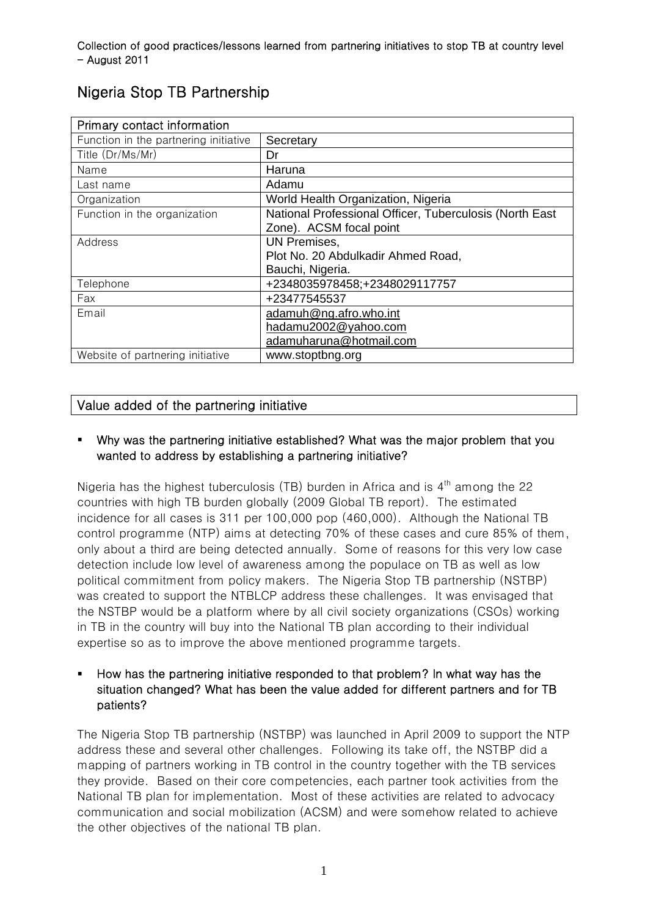Collection of good practices/lessons learned from partnering initiatives to stop TB at country level – August 2011

# Nigeria Stop TB Partnership

| Primary contact information | |
|---|---|
| Function in the partnering initiative | Secretary |
| Title (Dr/Ms/Mr) | Dr |
| Name | Haruna |
| Last name | Adamu |
| Organization | World Health Organization, Nigeria |
| Function in the organization | National Professional Officer, Tuberculosis (North East Zone). ACSM focal point |
| Address | UN Premises,<br>Plot No. 20 Abdulkadir Ahmed Road,<br>Bauchi, Nigeria. |
| Telephone | +2348035978458;+2348029117757 |
| Fax | +23477545537 |
| Email | adamuh@ng.afro.who.int<br>hadamu2002@yahoo.com<br>adamuharuna@hotmail.com |
| Website of partnering initiative | www.stoptbng.org |

## Value added of the partnering initiative

- **Why was the partnering initiative established? What was the major problem that you wanted to address by establishing a partnering initiative?**

Nigeria has the highest tuberculosis (TB) burden in Africa and is 4th among the 22 countries with high TB burden globally (2009 Global TB report). The estimated incidence for all cases is 311 per 100,000 pop (460,000). Although the National TB control programme (NTP) aims at detecting 70% of these cases and cure 85% of them, only about a third are being detected annually. Some of reasons for this very low case detection include low level of awareness among the populace on TB as well as low political commitment from policy makers. The Nigeria Stop TB partnership (NSTBP) was created to support the NTBLCP address these challenges. It was envisaged that the NSTBP would be a platform where by all civil society organizations (CSOs) working in TB in the country will buy into the National TB plan according to their individual expertise so as to improve the above mentioned programme targets.

- **How has the partnering initiative responded to that problem? In what way has the situation changed? What has been the value added for different partners and for TB patients?**

The Nigeria Stop TB partnership (NSTBP) was launched in April 2009 to support the NTP address these and several other challenges. Following its take off, the NSTBP did a mapping of partners working in TB control in the country together with the TB services they provide. Based on their core competencies, each partner took activities from the National TB plan for implementation. Most of these activities are related to advocacy communication and social mobilization (ACSM) and were somehow related to achieve the other objectives of the national TB plan.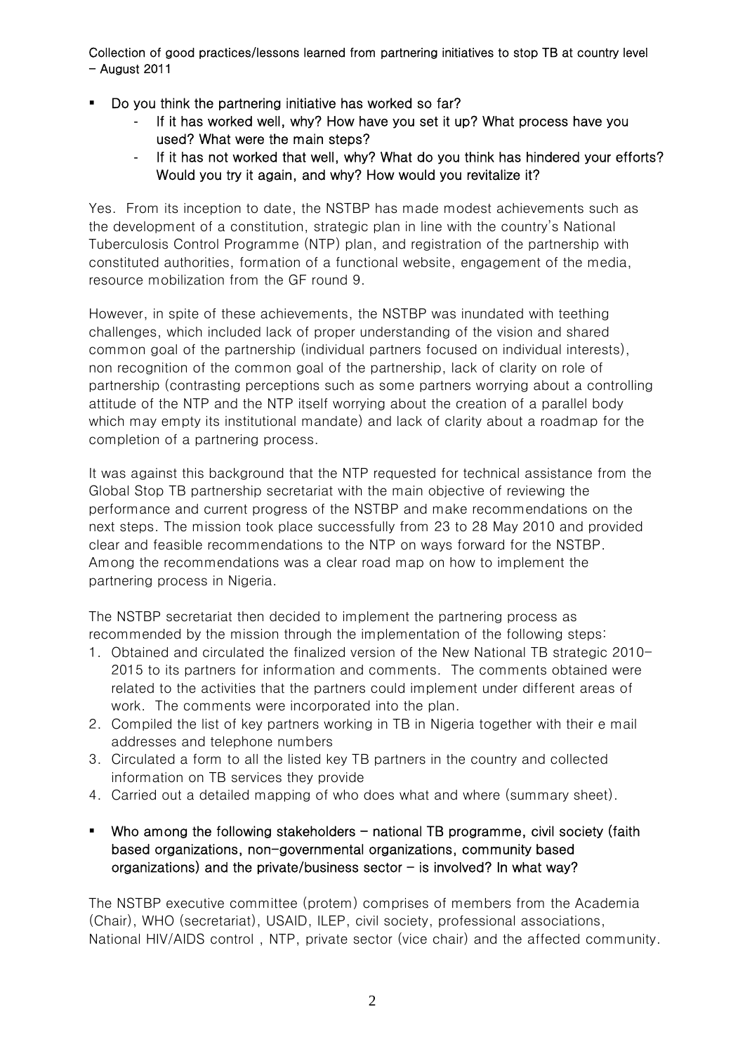- **Do you think the partnering initiative has worked so far?**
  - **If it has worked well, why? How have you set it up? What process have you used? What were the main steps?**
  - **If it has not worked that well, why? What do you think has hindered your efforts? Would you try it again, and why? How would you revitalize it?**

Yes. From its inception to date, the NSTBP has made modest achievements such as the development of a constitution, strategic plan in line with the country's National Tuberculosis Control Programme (NTP) plan, and registration of the partnership with constituted authorities, formation of a functional website, engagement of the media, resource mobilization from the GF round 9.

However, in spite of these achievements, the NSTBP was inundated with teething challenges, which included lack of proper understanding of the vision and shared common goal of the partnership (individual partners focused on individual interests), non recognition of the common goal of the partnership, lack of clarity on role of partnership (contrasting perceptions such as some partners worrying about a controlling attitude of the NTP and the NTP itself worrying about the creation of a parallel body which may empty its institutional mandate) and lack of clarity about a roadmap for the completion of a partnering process.

It was against this background that the NTP requested for technical assistance from the Global Stop TB partnership secretariat with the main objective of reviewing the performance and current progress of the NSTBP and make recommendations on the next steps. The mission took place successfully from 23 to 28 May 2010 and provided clear and feasible recommendations to the NTP on ways forward for the NSTBP. Among the recommendations was a clear road map on how to implement the partnering process in Nigeria.

The NSTBP secretariat then decided to implement the partnering process as recommended by the mission through the implementation of the following steps:

1. Obtained and circulated the finalized version of the New National TB strategic 2010-2015 to its partners for information and comments. The comments obtained were related to the activities that the partners could implement under different areas of work. The comments were incorporated into the plan.
2. Compiled the list of key partners working in TB in Nigeria together with their e mail addresses and telephone numbers
3. Circulated a form to all the listed key TB partners in the country and collected information on TB services they provide
4. Carried out a detailed mapping of who does what and where (summary sheet).

- **Who among the following stakeholders – national TB programme, civil society (faith based organizations, non-governmental organizations, community based organizations) and the private/business sector – is involved? In what way?**

The NSTBP executive committee (protem) comprises of members from the Academia (Chair), WHO (secretariat), USAID, ILEP, civil society, professional associations, National HIV/AIDS control , NTP, private sector (vice chair) and the affected community.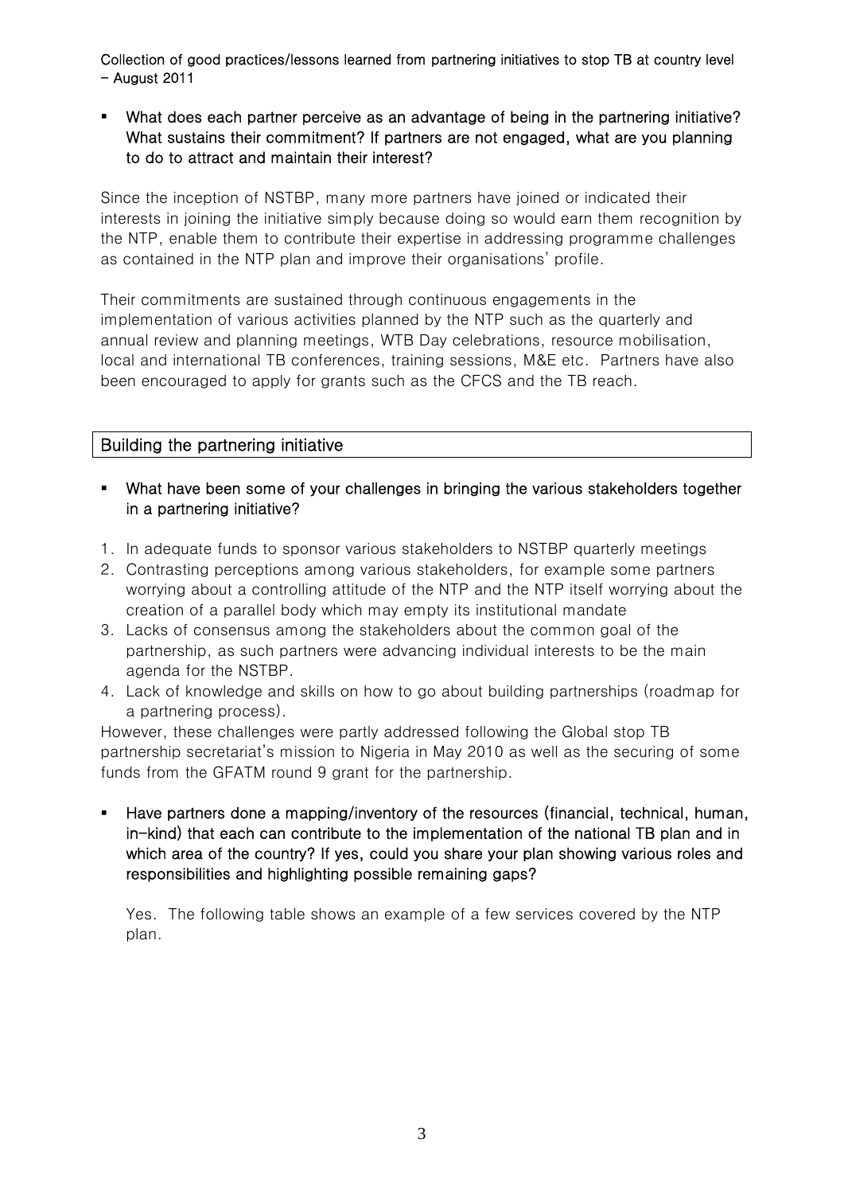- **What does each partner perceive as an advantage of being in the partnering initiative? What sustains their commitment? If partners are not engaged, what are you planning to do to attract and maintain their interest?**

Since the inception of NSTBP, many more partners have joined or indicated their interests in joining the initiative simply because doing so would earn them recognition by the NTP, enable them to contribute their expertise in addressing programme challenges as contained in the NTP plan and improve their organisations' profile.

Their commitments are sustained through continuous engagements in the implementation of various activities planned by the NTP such as the quarterly and annual review and planning meetings, WTB Day celebrations, resource mobilisation, local and international TB conferences, training sessions, M&E etc. Partners have also been encouraged to apply for grants such as the CFCS and the TB reach.

## Building the partnering initiative

- **What have been some of your challenges in bringing the various stakeholders together in a partnering initiative?**

1. In adequate funds to sponsor various stakeholders to NSTBP quarterly meetings
2. Contrasting perceptions among various stakeholders, for example some partners worrying about a controlling attitude of the NTP and the NTP itself worrying about the creation of a parallel body which may empty its institutional mandate
3. Lacks of consensus among the stakeholders about the common goal of the partnership, as such partners were advancing individual interests to be the main agenda for the NSTBP.
4. Lack of knowledge and skills on how to go about building partnerships (roadmap for a partnering process).

However, these challenges were partly addressed following the Global stop TB partnership secretariat's mission to Nigeria in May 2010 as well as the securing of some funds from the GFATM round 9 grant for the partnership.

- **Have partners done a mapping/inventory of the resources (financial, technical, human, in-kind) that each can contribute to the implementation of the national TB plan and in which area of the country? If yes, could you share your plan showing various roles and responsibilities and highlighting possible remaining gaps?**

Yes. The following table shows an example of a few services covered by the NTP plan.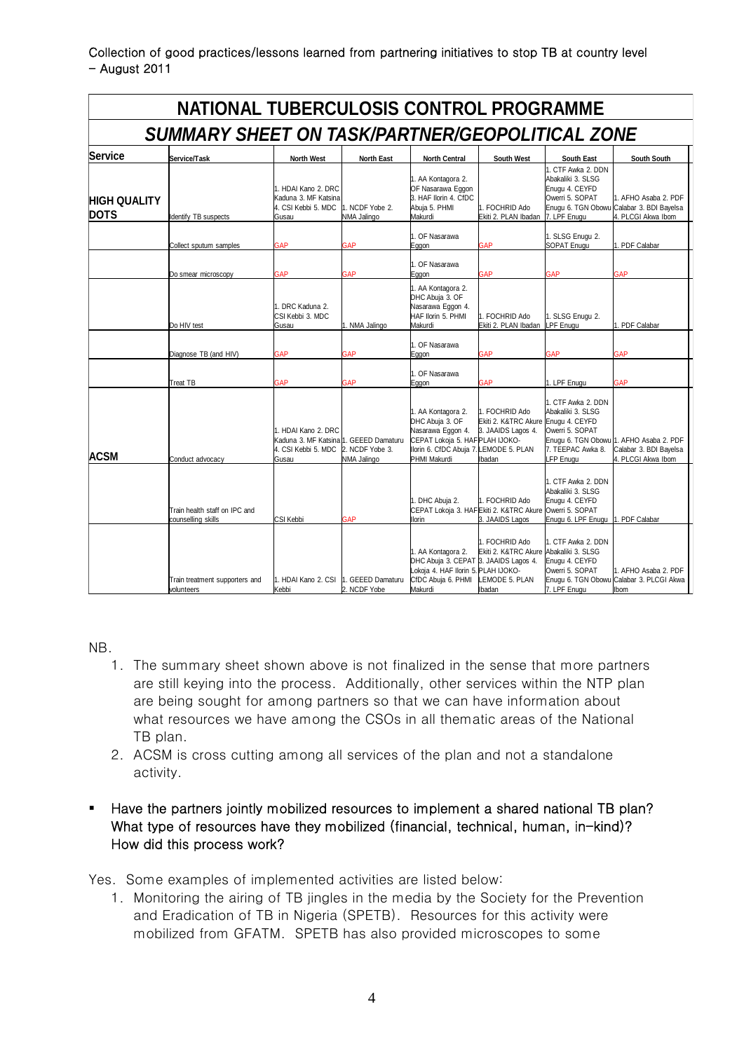Collection of good practices/lessons learned from partnering initiatives to stop TB at country level – August 2011

## NATIONAL TUBERCULOSIS CONTROL PROGRAMME

### *SUMMARY SHEET ON TASK/PARTNER/GEOPOLITICAL ZONE*

| Service | Service/Task | North West | North East | North Central | South West | South East | South South |
|---|---|---|---|---|---|---|---|
| **HIGH QUALITY DOTS** | Identify TB suspects | 1. HDAI Kano 2. DRC Kaduna 3. MF Katsina 4. CSI Kebbi 5. MDC Gusau | 1. NCDF Yobe 2. NMA Jalingo | 1. AA Kontagora 2. OF Nasarawa Eggon 3. HAF Ilorin 4. CfDC Abuja 5. PHMI Makurdi | 1. FOCHRID Ado Ekiti 2. PLAN Ibadan | 1. CTF Awka 2. DDN Abakaliki 3. SLSG Enugu 4. CEYFD Owerri 5. SOPAT Enugu 6. TGN Obowu 7. LPF Enugu | 1. AFHO Asaba 2. PDF Calabar 3. BDI Bayelsa 4. PLCGI Akwa Ibom |
| | Collect sputum samples | GAP | GAP | 1. OF Nasarawa Eggon | GAP | 1. SLSG Enugu 2. SOPAT Enugu | 1. PDF Calabar |
| | Do smear microscopy | GAP | GAP | 1. OF Nasarawa Eggon | GAP | GAP | GAP |
| | Do HIV test | 1. DRC Kaduna 2. CSI Kebbi 3. MDC Gusau | 1. NMA Jalingo | 1. AA Kontagora 2. DHC Abuja 3. OF Nasarawa Eggon 4. HAF Ilorin 5. PHMI Makurdi | 1. FOCHRID Ado Ekiti 2. PLAN Ibadan | 1. SLSG Enugu 2. LPF Enugu | 1. PDF Calabar |
| | Diagnose TB (and HIV) | GAP | GAP | 1. OF Nasarawa Eggon | GAP | GAP | GAP |
| | Treat TB | GAP | GAP | 1. OF Nasarawa Eggon | GAP | 1. LPF Enugu | GAP |
| **ACSM** | Conduct advocacy | 1. HDAI Kano 2. DRC Kaduna 3. MF Katsina 4. CSI Kebbi 5. MDC Gusau | 1. GEEED Damaturu 2. NCDF Yobe 3. NMA Jalingo | 1. AA Kontagora 2. DHC Abuja 3. OF Nasarawa Eggon 4. CEPAT Lokoja 5. HAF Ilorin 6. CfDC Abuja 7. PHMI Makurdi | 1. FOCHRID Ado Ekiti 2. K&TRC Akure 3. JAAIDS Lagos 4. PLAN IJOKO-LEMODE 5. PLAN Ibadan | 1. CTF Awka 2. DDN Abakaliki 3. SLSG Enugu 4. CEYFD Owerri 5. SOPAT Enugu 6. TGN Obowu 7. TEEPAC Awka 8. LFP Enugu | 1. AFHO Asaba 2. PDF Calabar 3. BDI Bayelsa 4. PLCGI Akwa Ibom |
| | Train health staff on IPC and counselling skills | CSI Kebbi | GAP | 1. DHC Abuja 2. CEPAT Lokoja 3. HAF Ilorin | 1. FOCHRID Ado Ekiti 2. K&TRC Akure 3. JAAIDS Lagos | 1. CTF Awka 2. DDN Abakaliki 3. SLSG Enugu 4. CEYFD Owerri 5. SOPAT Enugu 6. LPF Enugu | 1. PDF Calabar |
| | Train treatment supporters and volunteers | 1. HDAI Kano 2. CSI Kebbi | 1. GEEED Damaturu 2. NCDF Yobe | 1. AA Kontagora 2. DHC Abuja 3. CEPAT Lokoja 4. HAF Ilorin 5. CfDC Abuja 6. PHMI Makurdi | 1. FOCHRID Ado Ekiti 2. K&TRC Akure 3. JAAIDS Lagos 4. PLAH IJOKO-LEMODE 5. PLAN Ibadan | 1. CTF Awka 2. DDN Abakaliki 3. SLSG Enugu 4. CEYFD Owerri 5. SOPAT Enugu 6. TGN Obowu 7. LPF Enugu | 1. AFHO Asaba 2. PDF Calabar 3. PLCGI Akwa Ibom |

NB.

1. The summary sheet shown above is not finalized in the sense that more partners are still keying into the process. Additionally, other services within the NTP plan are being sought for among partners so that we can have information about what resources we have among the CSOs in all thematic areas of the National TB plan.
2. ACSM is cross cutting among all services of the plan and not a standalone activity.

- Have the partners jointly mobilized resources to implement a shared national TB plan? What type of resources have they mobilized (financial, technical, human, in-kind)? How did this process work?

Yes. Some examples of implemented activities are listed below:

1. Monitoring the airing of TB jingles in the media by the Society for the Prevention and Eradication of TB in Nigeria (SPETB). Resources for this activity were mobilized from GFATM. SPETB has also provided microscopes to some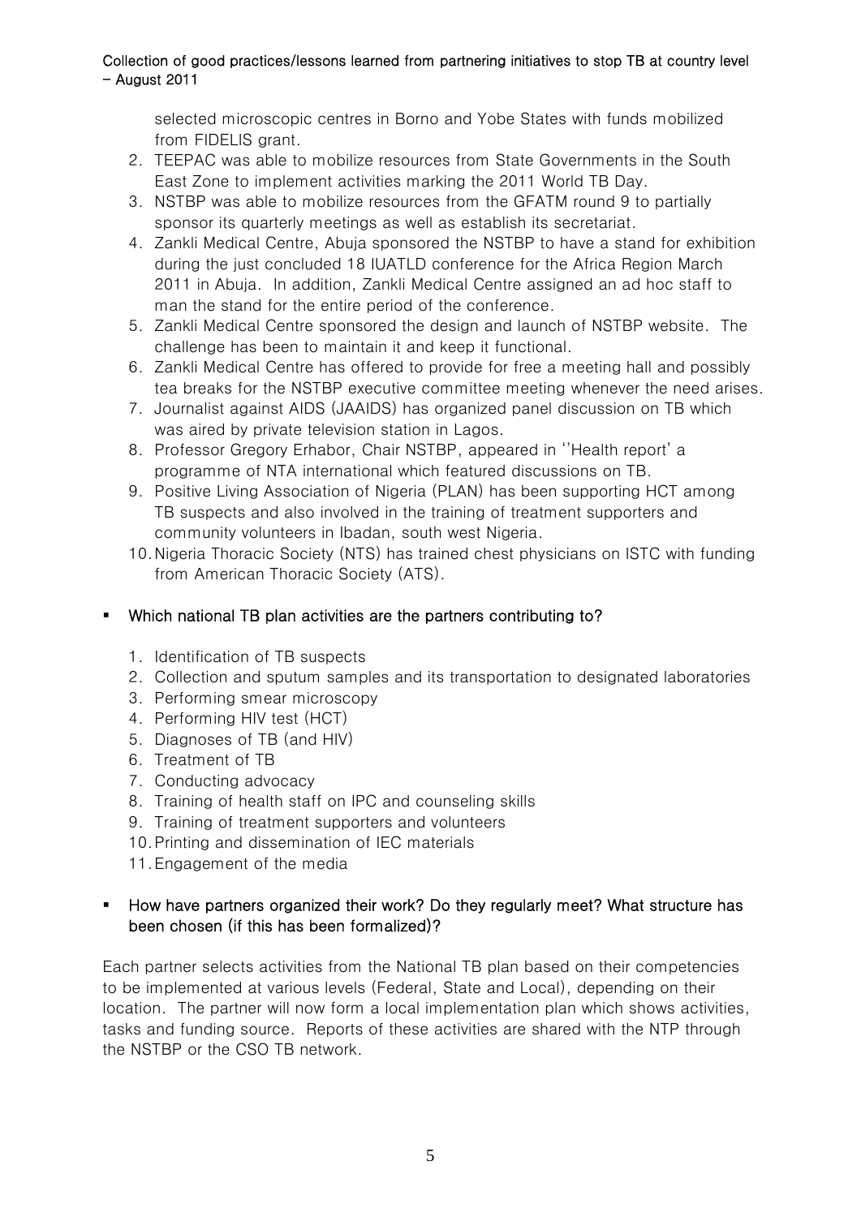selected microscopic centres in Borno and Yobe States with funds mobilized from FIDELIS grant.

2. TEEPAC was able to mobilize resources from State Governments in the South East Zone to implement activities marking the 2011 World TB Day.
3. NSTBP was able to mobilize resources from the GFATM round 9 to partially sponsor its quarterly meetings as well as establish its secretariat.
4. Zankli Medical Centre, Abuja sponsored the NSTBP to have a stand for exhibition during the just concluded 18 IUATLD conference for the Africa Region March 2011 in Abuja. In addition, Zankli Medical Centre assigned an ad hoc staff to man the stand for the entire period of the conference.
5. Zankli Medical Centre sponsored the design and launch of NSTBP website. The challenge has been to maintain it and keep it functional.
6. Zankli Medical Centre has offered to provide for free a meeting hall and possibly tea breaks for the NSTBP executive committee meeting whenever the need arises.
7. Journalist against AIDS (JAAIDS) has organized panel discussion on TB which was aired by private television station in Lagos.
8. Professor Gregory Erhabor, Chair NSTBP, appeared in ''Health report' a programme of NTA international which featured discussions on TB.
9. Positive Living Association of Nigeria (PLAN) has been supporting HCT among TB suspects and also involved in the training of treatment supporters and community volunteers in Ibadan, south west Nigeria.
10. Nigeria Thoracic Society (NTS) has trained chest physicians on ISTC with funding from American Thoracic Society (ATS).

- **Which national TB plan activities are the partners contributing to?**

  1. Identification of TB suspects
  2. Collection and sputum samples and its transportation to designated laboratories
  3. Performing smear microscopy
  4. Performing HIV test (HCT)
  5. Diagnoses of TB (and HIV)
  6. Treatment of TB
  7. Conducting advocacy
  8. Training of health staff on IPC and counseling skills
  9. Training of treatment supporters and volunteers
  10. Printing and dissemination of IEC materials
  11. Engagement of the media

- **How have partners organized their work? Do they regularly meet? What structure has been chosen (if this has been formalized)?**

Each partner selects activities from the National TB plan based on their competencies to be implemented at various levels (Federal, State and Local), depending on their location. The partner will now form a local implementation plan which shows activities, tasks and funding source. Reports of these activities are shared with the NTP through the NSTBP or the CSO TB network.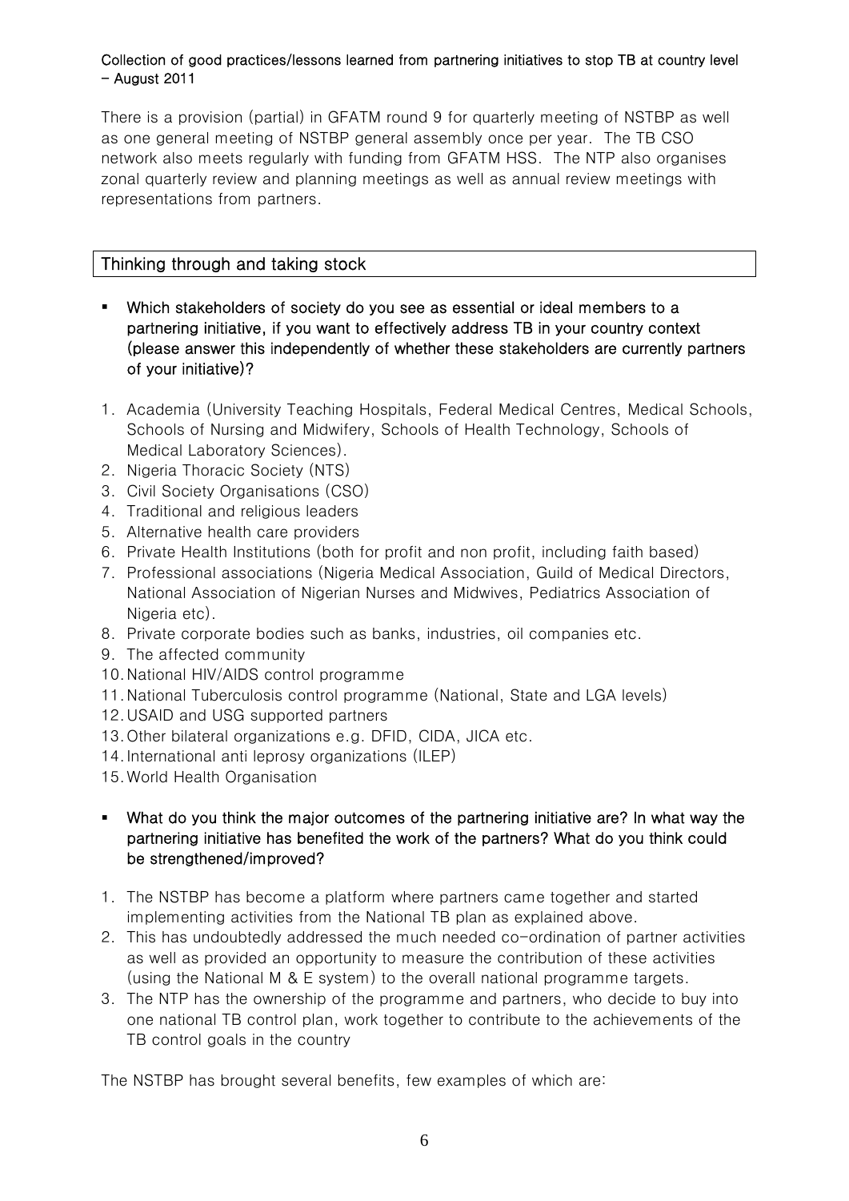There is a provision (partial) in GFATM round 9 for quarterly meeting of NSTBP as well as one general meeting of NSTBP general assembly once per year. The TB CSO network also meets regularly with funding from GFATM HSS. The NTP also organises zonal quarterly review and planning meetings as well as annual review meetings with representations from partners.

## Thinking through and taking stock

- **Which stakeholders of society do you see as essential or ideal members to a partnering initiative, if you want to effectively address TB in your country context (please answer this independently of whether these stakeholders are currently partners of your initiative)?**

1. Academia (University Teaching Hospitals, Federal Medical Centres, Medical Schools, Schools of Nursing and Midwifery, Schools of Health Technology, Schools of Medical Laboratory Sciences).
2. Nigeria Thoracic Society (NTS)
3. Civil Society Organisations (CSO)
4. Traditional and religious leaders
5. Alternative health care providers
6. Private Health Institutions (both for profit and non profit, including faith based)
7. Professional associations (Nigeria Medical Association, Guild of Medical Directors, National Association of Nigerian Nurses and Midwives, Pediatrics Association of Nigeria etc).
8. Private corporate bodies such as banks, industries, oil companies etc.
9. The affected community
10. National HIV/AIDS control programme
11. National Tuberculosis control programme (National, State and LGA levels)
12. USAID and USG supported partners
13. Other bilateral organizations e.g. DFID, CIDA, JICA etc.
14. International anti leprosy organizations (ILEP)
15. World Health Organisation

- **What do you think the major outcomes of the partnering initiative are? In what way the partnering initiative has benefited the work of the partners? What do you think could be strengthened/improved?**

1. The NSTBP has become a platform where partners came together and started implementing activities from the National TB plan as explained above.
2. This has undoubtedly addressed the much needed co-ordination of partner activities as well as provided an opportunity to measure the contribution of these activities (using the National M & E system) to the overall national programme targets.
3. The NTP has the ownership of the programme and partners, who decide to buy into one national TB control plan, work together to contribute to the achievements of the TB control goals in the country

The NSTBP has brought several benefits, few examples of which are: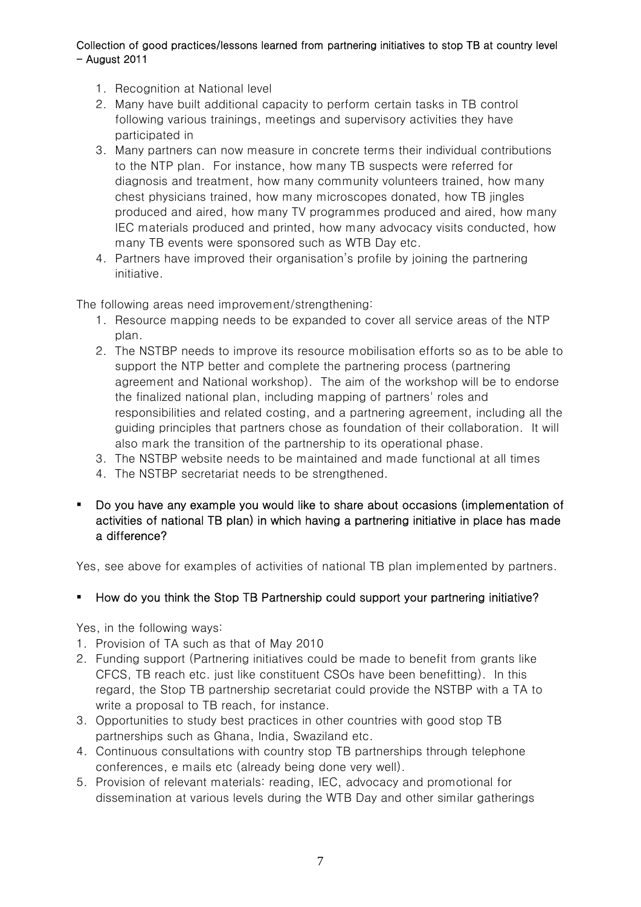1. Recognition at National level
2. Many have built additional capacity to perform certain tasks in TB control following various trainings, meetings and supervisory activities they have participated in
3. Many partners can now measure in concrete terms their individual contributions to the NTP plan. For instance, how many TB suspects were referred for diagnosis and treatment, how many community volunteers trained, how many chest physicians trained, how many microscopes donated, how TB jingles produced and aired, how many TV programmes produced and aired, how many IEC materials produced and printed, how many advocacy visits conducted, how many TB events were sponsored such as WTB Day etc.
4. Partners have improved their organisation's profile by joining the partnering initiative.

The following areas need improvement/strengthening:

1. Resource mapping needs to be expanded to cover all service areas of the NTP plan.
2. The NSTBP needs to improve its resource mobilisation efforts so as to be able to support the NTP better and complete the partnering process (partnering agreement and National workshop). The aim of the workshop will be to endorse the finalized national plan, including mapping of partners' roles and responsibilities and related costing, and a partnering agreement, including all the guiding principles that partners chose as foundation of their collaboration. It will also mark the transition of the partnership to its operational phase.
3. The NSTBP website needs to be maintained and made functional at all times
4. The NSTBP secretariat needs to be strengthened.

- **Do you have any example you would like to share about occasions (implementation of activities of national TB plan) in which having a partnering initiative in place has made a difference?**

Yes, see above for examples of activities of national TB plan implemented by partners.

- **How do you think the Stop TB Partnership could support your partnering initiative?**

Yes, in the following ways:

1. Provision of TA such as that of May 2010
2. Funding support (Partnering initiatives could be made to benefit from grants like CFCS, TB reach etc. just like constituent CSOs have been benefitting). In this regard, the Stop TB partnership secretariat could provide the NSTBP with a TA to write a proposal to TB reach, for instance.
3. Opportunities to study best practices in other countries with good stop TB partnerships such as Ghana, India, Swaziland etc.
4. Continuous consultations with country stop TB partnerships through telephone conferences, e mails etc (already being done very well).
5. Provision of relevant materials: reading, IEC, advocacy and promotional for dissemination at various levels during the WTB Day and other similar gatherings